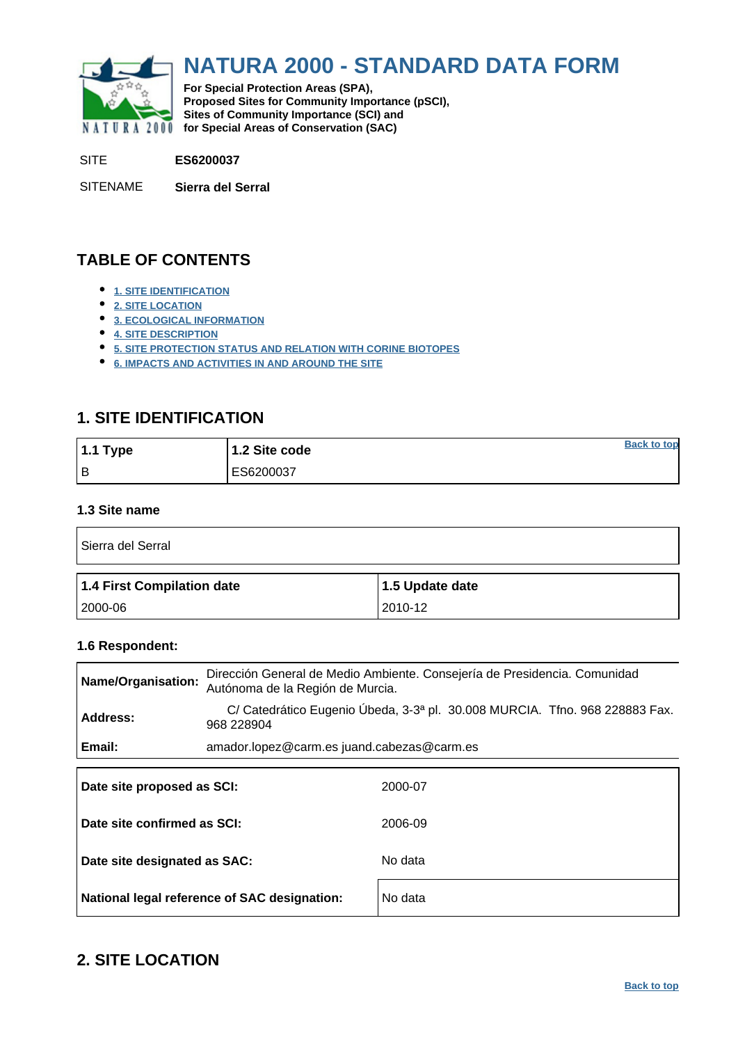# NATURA 2000 - STANDARD DATA FORM

**For Special Protection Areas (SPA),**
**Proposed Sites for Community Importance (pSCI),**
**Sites of Community Importance (SCI) and**
**for Special Areas of Conservation (SAC)**

SITE **ES6200037**

SITENAME **Sierra del Serral**

## TABLE OF CONTENTS

- 1. SITE IDENTIFICATION
- 2. SITE LOCATION
- 3. ECOLOGICAL INFORMATION
- 4. SITE DESCRIPTION
- 5. SITE PROTECTION STATUS AND RELATION WITH CORINE BIOTOPES
- 6. IMPACTS AND ACTIVITIES IN AND AROUND THE SITE

## 1. SITE IDENTIFICATION

| 1.1 Type | 1.2 Site code |
|---|---|
| B | ES6200037 |

### 1.3 Site name

| Sierra del Serral |
|---|

| 1.4 First Compilation date | 1.5 Update date |
|---|---|
| 2000-06 | 2010-12 |

### 1.6 Respondent:

| | |
|---|---|
| **Name/Organisation:** | Dirección General de Medio Ambiente. Consejería de Presidencia. Comunidad Autónoma de la Región de Murcia. |
| **Address:** | C/ Catedrático Eugenio Úbeda, 3-3ª pl. 30.008 MURCIA. Tfno. 968 228883 Fax. 968 228904 |
| **Email:** | amador.lopez@carm.es juand.cabezas@carm.es |

| | |
|---|---|
| **Date site proposed as SCI:** | 2000-07 |
| **Date site confirmed as SCI:** | 2006-09 |
| **Date site designated as SAC:** | No data |
| **National legal reference of SAC designation:** | No data |

## 2. SITE LOCATION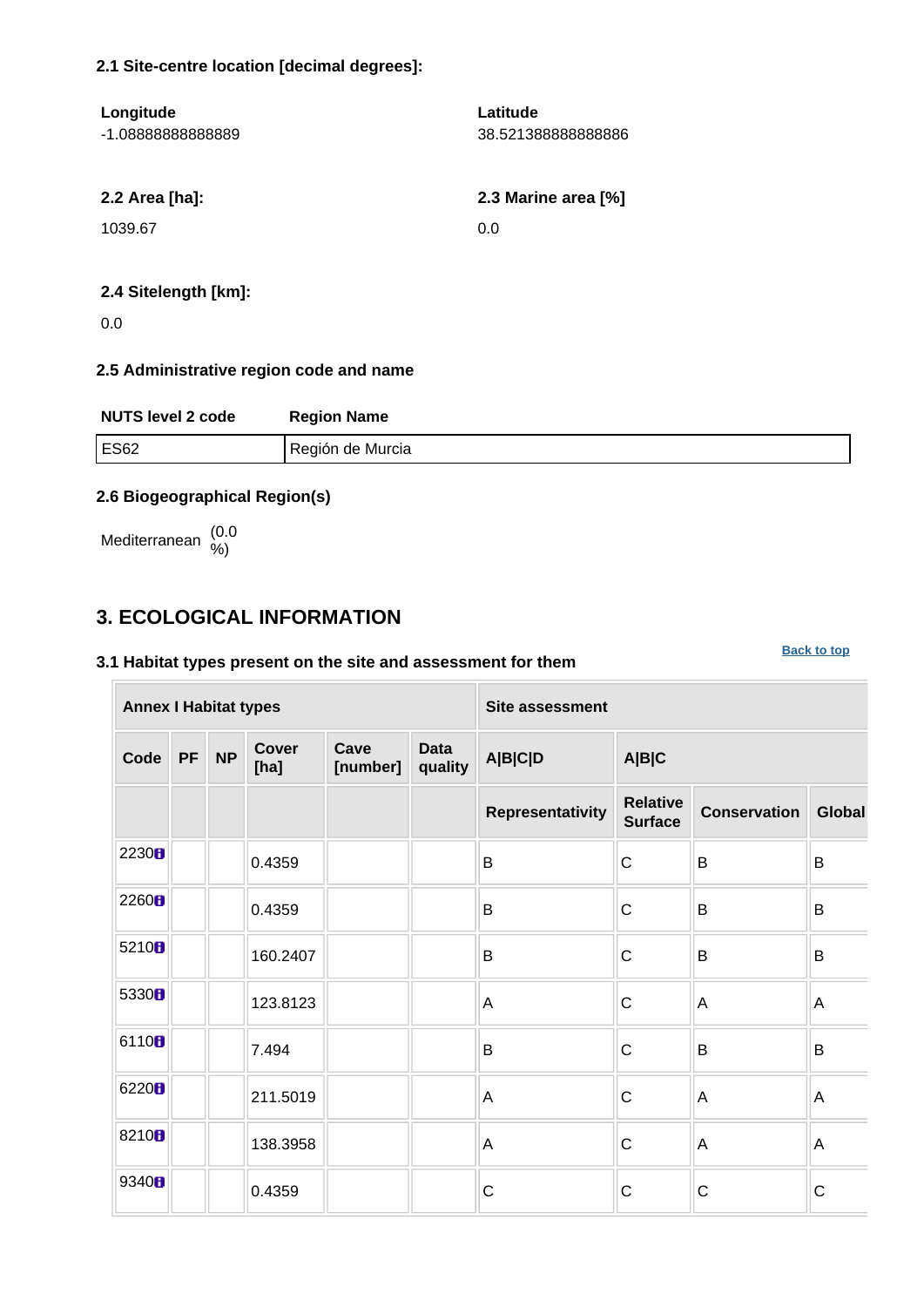#### 2.1 Site-centre location [decimal degrees]:

| Longitude | Latitude |
|---|---|
| -1.08888888888889 | 38.521388888888886 |

| 2.2 Area [ha]: | 2.3 Marine area [%] |
|---|---|
| 1039.67 | 0.0 |

#### 2.4 Sitelength [km]:

0.0

#### 2.5 Administrative region code and name

| NUTS level 2 code | Region Name |
|---|---|
| ES62 | Región de Murcia |

#### 2.6 Biogeographical Region(s)

Mediterranean (0.0 %)

## 3. ECOLOGICAL INFORMATION

Back to top

#### 3.1 Habitat types present on the site and assessment for them

| Annex I Habitat types | | | | | | Site assessment | | | |
|---|---|---|---|---|---|---|---|---|---|
| Code | PF | NP | Cover [ha] | Cave [number] | Data quality | A\|B\|C\|D | A\|B\|C | | |
| | | | | | | Representativity | Relative Surface | Conservation | Global |
| 2230 | | | 0.4359 | | | B | C | B | B |
| 2260 | | | 0.4359 | | | B | C | B | B |
| 5210 | | | 160.2407 | | | B | C | B | B |
| 5330 | | | 123.8123 | | | A | C | A | A |
| 6110 | | | 7.494 | | | B | C | B | B |
| 6220 | | | 211.5019 | | | A | C | A | A |
| 8210 | | | 138.3958 | | | A | C | A | A |
| 9340 | | | 0.4359 | | | C | C | C | C |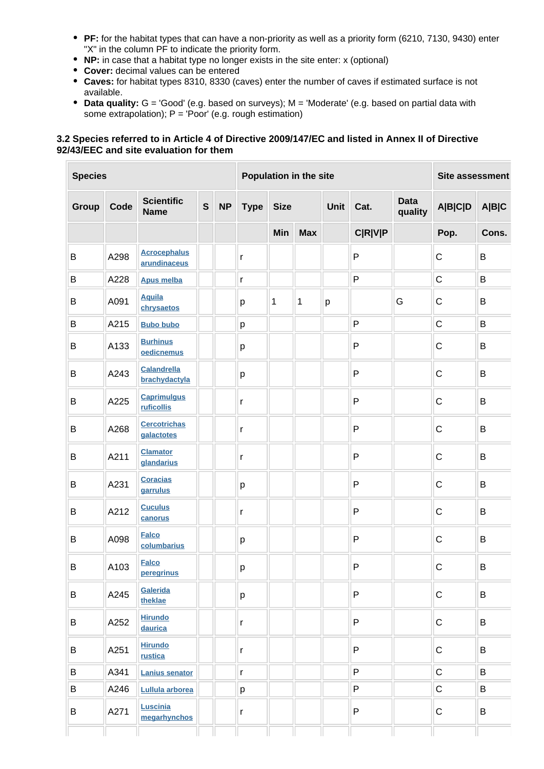- **PF:** for the habitat types that can have a non-priority as well as a priority form (6210, 7130, 9430) enter "X" in the column PF to indicate the priority form.
- **NP:** in case that a habitat type no longer exists in the site enter: x (optional)
- **Cover:** decimal values can be entered
- **Caves:** for habitat types 8310, 8330 (caves) enter the number of caves if estimated surface is not available.
- **Data quality:** G = 'Good' (e.g. based on surveys); M = 'Moderate' (e.g. based on partial data with some extrapolation); P = 'Poor' (e.g. rough estimation)

### 3.2 Species referred to in Article 4 of Directive 2009/147/EC and listed in Annex II of Directive 92/43/EEC and site evaluation for them

| Species | | | | | Population in the site | | | | | | Site assessment | |
|---|---|---|---|---|---|---|---|---|---|---|---|---|
| Group | Code | Scientific Name | S | NP | Type | Size | | Unit | Cat. | Data quality | A\|B\|C\|D | A\|B\|C |
| | | | | | | Min | Max | | C\|R\|V\|P | | Pop. | Cons. |
| B | A298 | Acrocephalus arundinaceus | | | r | | | | P | | C | B |
| B | A228 | Apus melba | | | r | | | | P | | C | B |
| B | A091 | Aquila chrysaetos | | | p | 1 | 1 | p | | G | C | B |
| B | A215 | Bubo bubo | | | p | | | | P | | C | B |
| B | A133 | Burhinus oedicnemus | | | p | | | | P | | C | B |
| B | A243 | Calandrella brachydactyla | | | p | | | | P | | C | B |
| B | A225 | Caprimulgus ruficollis | | | r | | | | P | | C | B |
| B | A268 | Cercotrichas galactotes | | | r | | | | P | | C | B |
| B | A211 | Clamator glandarius | | | r | | | | P | | C | B |
| B | A231 | Coracias garrulus | | | p | | | | P | | C | B |
| B | A212 | Cuculus canorus | | | r | | | | P | | C | B |
| B | A098 | Falco columbarius | | | p | | | | P | | C | B |
| B | A103 | Falco peregrinus | | | p | | | | P | | C | B |
| B | A245 | Galerida theklae | | | p | | | | P | | C | B |
| B | A252 | Hirundo daurica | | | r | | | | P | | C | B |
| B | A251 | Hirundo rustica | | | r | | | | P | | C | B |
| B | A341 | Lanius senator | | | r | | | | P | | C | B |
| B | A246 | Lullula arborea | | | p | | | | P | | C | B |
| B | A271 | Luscinia megarhynchos | | | r | | | | P | | C | B |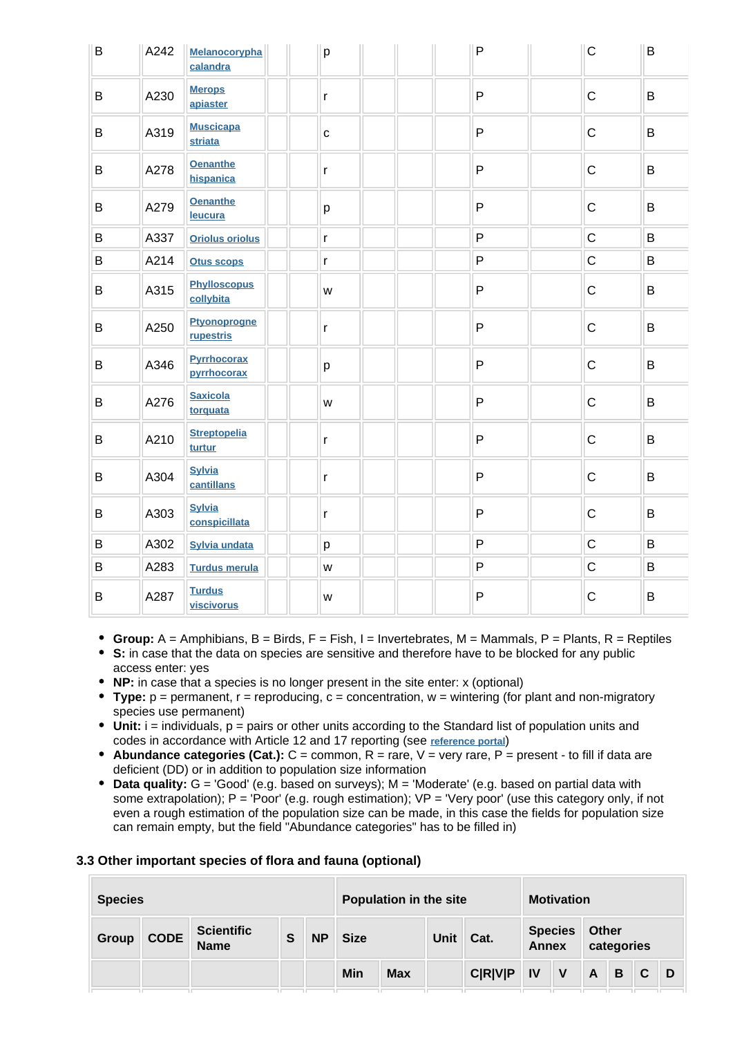| B | A242 | Melanocorypha calandra | | | p | | | | P | | C | B |
|---|---|---|---|---|---|---|---|---|---|---|---|---|
| B | A230 | Merops apiaster | | | r | | | | P | | C | B |
| B | A319 | Muscicapa striata | | | c | | | | P | | C | B |
| B | A278 | Oenanthe hispanica | | | r | | | | P | | C | B |
| B | A279 | Oenanthe leucura | | | p | | | | P | | C | B |
| B | A337 | Oriolus oriolus | | | r | | | | P | | C | B |
| B | A214 | Otus scops | | | r | | | | P | | C | B |
| B | A315 | Phylloscopus collybita | | | w | | | | P | | C | B |
| B | A250 | Ptyonoprogne rupestris | | | r | | | | P | | C | B |
| B | A346 | Pyrrhocorax pyrrhocorax | | | p | | | | P | | C | B |
| B | A276 | Saxicola torquata | | | w | | | | P | | C | B |
| B | A210 | Streptopelia turtur | | | r | | | | P | | C | B |
| B | A304 | Sylvia cantillans | | | r | | | | P | | C | B |
| B | A303 | Sylvia conspicillata | | | r | | | | P | | C | B |
| B | A302 | Sylvia undata | | | p | | | | P | | C | B |
| B | A283 | Turdus merula | | | w | | | | P | | C | B |
| B | A287 | Turdus viscivorus | | | w | | | | P | | C | B |

- **Group:** A = Amphibians, B = Birds, F = Fish, I = Invertebrates, M = Mammals, P = Plants, R = Reptiles
- **S:** in case that the data on species are sensitive and therefore have to be blocked for any public access enter: yes
- **NP:** in case that a species is no longer present in the site enter: x (optional)
- **Type:** p = permanent, r = reproducing, c = concentration, w = wintering (for plant and non-migratory species use permanent)
- **Unit:** i = individuals, p = pairs or other units according to the Standard list of population units and codes in accordance with Article 12 and 17 reporting (see reference portal)
- **Abundance categories (Cat.):** C = common, R = rare, V = very rare, P = present - to fill if data are deficient (DD) or in addition to population size information
- **Data quality:** G = 'Good' (e.g. based on surveys); M = 'Moderate' (e.g. based on partial data with some extrapolation); P = 'Poor' (e.g. rough estimation); VP = 'Very poor' (use this category only, if not even a rough estimation of the population size can be made, in this case the fields for population size can remain empty, but the field "Abundance categories" has to be filled in)

### 3.3 Other important species of flora and fauna (optional)

| Species | | | | | Population in the site | | | | Motivation | | | | | |
|---|---|---|---|---|---|---|---|---|---|---|---|---|---|---|
| Group | CODE | Scientific Name | S | NP | Size | | Unit | Cat. | Species Annex | | Other categories | | | |
| | | | | | Min | Max | | C\|R\|V\|P | IV | V | A | B | C | D |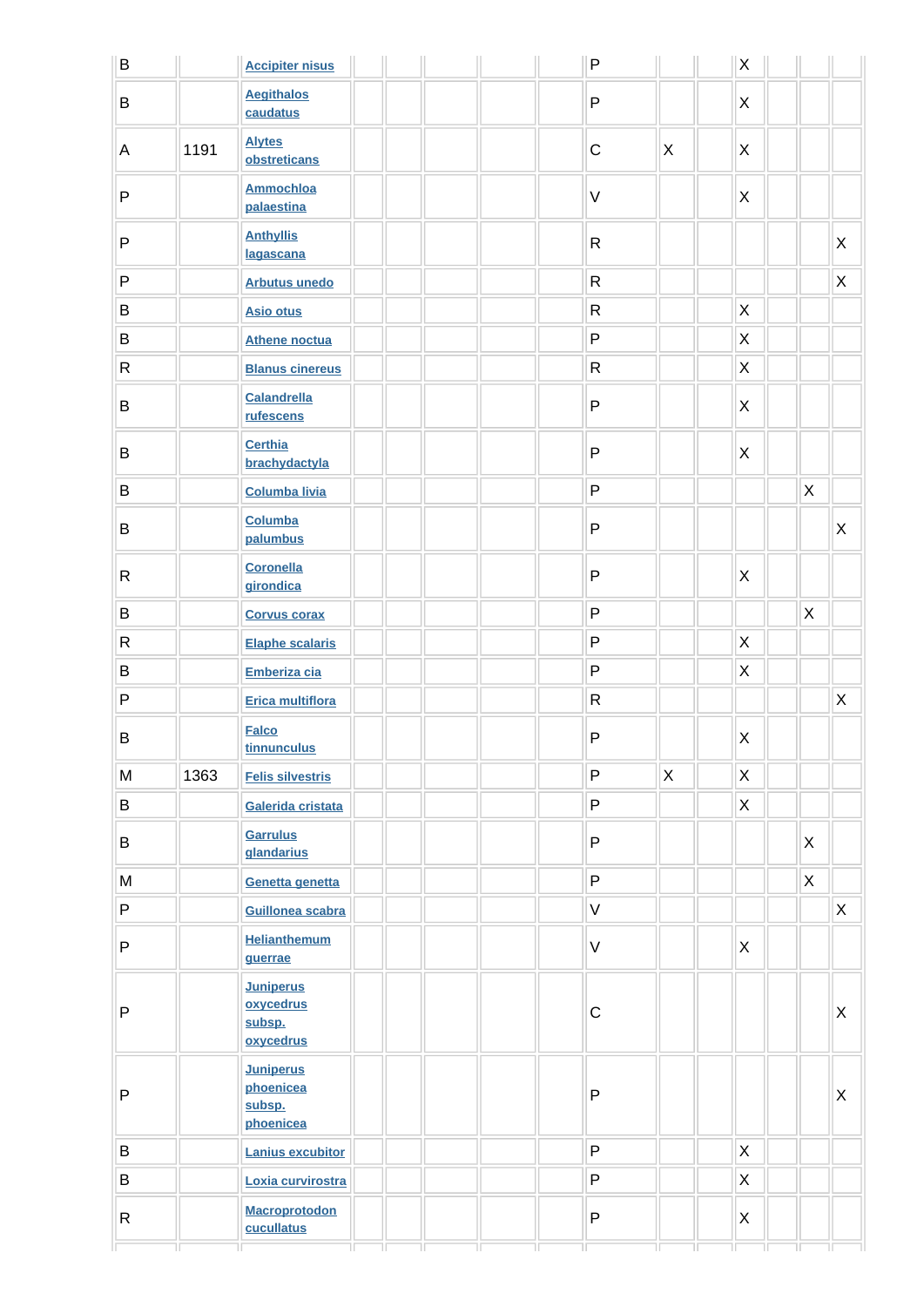| Group | Code | Scientific Name | S | NP | Min | Max | Unit | Cat. | IV | V | A | B | C | D |
|---|---|---|---|---|---|---|---|---|---|---|---|---|---|---|
| B | | Accipiter nisus | | | | | | P | | | X | | | |
| B | | Aegithalos caudatus | | | | | | P | | | X | | | |
| A | 1191 | Alytes obstreticans | | | | | | C | X | | X | | | |
| P | | Ammochloa palaestina | | | | | | V | | | X | | | |
| P | | Anthyllis lagascana | | | | | | R | | | | | | X |
| P | | Arbutus unedo | | | | | | R | | | | | | X |
| B | | Asio otus | | | | | | R | | | X | | | |
| B | | Athene noctua | | | | | | P | | | X | | | |
| R | | Blanus cinereus | | | | | | R | | | X | | | |
| B | | Calandrella rufescens | | | | | | P | | | X | | | |
| B | | Certhia brachydactyla | | | | | | P | | | X | | | |
| B | | Columba livia | | | | | | P | | | | | X | |
| B | | Columba palumbus | | | | | | P | | | | | | X |
| R | | Coronella girondica | | | | | | P | | | X | | | |
| B | | Corvus corax | | | | | | P | | | | | X | |
| R | | Elaphe scalaris | | | | | | P | | | X | | | |
| B | | Emberiza cia | | | | | | P | | | X | | | |
| P | | Erica multiflora | | | | | | R | | | | | | X |
| B | | Falco tinnunculus | | | | | | P | | | X | | | |
| M | 1363 | Felis silvestris | | | | | | P | X | | X | | | |
| B | | Galerida cristata | | | | | | P | | | X | | | |
| B | | Garrulus glandarius | | | | | | P | | | | | X | |
| M | | Genetta genetta | | | | | | P | | | | | X | |
| P | | Guillonea scabra | | | | | | V | | | | | | X |
| P | | Helianthemum guerrae | | | | | | V | | | X | | | |
| P | | Juniperus oxycedrus subsp. oxycedrus | | | | | | C | | | | | | X |
| P | | Juniperus phoenicea subsp. phoenicea | | | | | | P | | | | | | X |
| B | | Lanius excubitor | | | | | | P | | | X | | | |
| B | | Loxia curvirostra | | | | | | P | | | X | | | |
| R | | Macroprotodon cucullatus | | | | | | P | | | X | | | |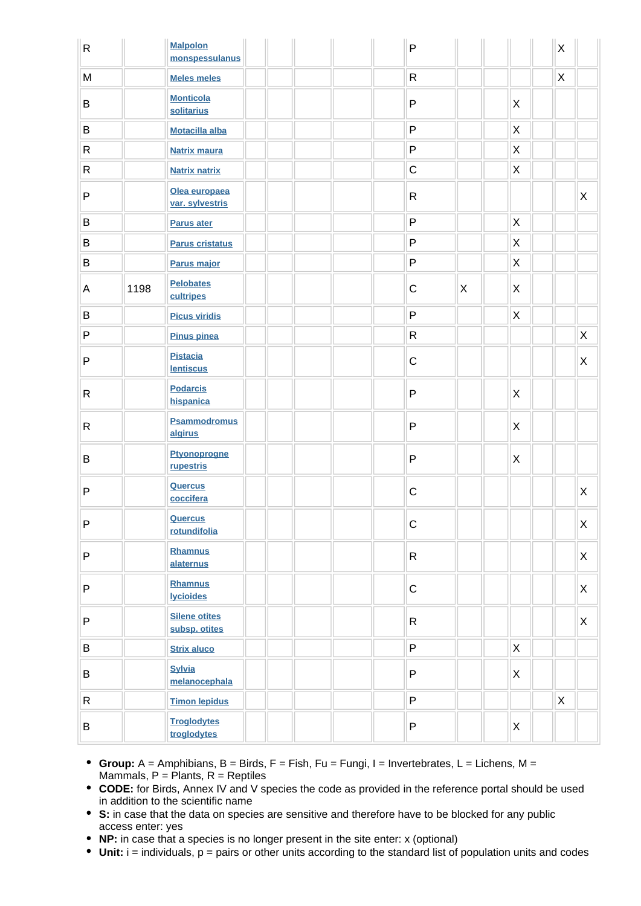| R | | Malpolon monspessulanus | | | | | | P | | | | | X | |
|---|---|---|---|---|---|---|---|---|---|---|---|---|---|---|
| M | | Meles meles | | | | | | R | | | | | X | |
| B | | Monticola solitarius | | | | | | P | | | X | | | |
| B | | Motacilla alba | | | | | | P | | | X | | | |
| R | | Natrix maura | | | | | | P | | | X | | | |
| R | | Natrix natrix | | | | | | C | | | X | | | |
| P | | Olea europaea var. sylvestris | | | | | | R | | | | | | X |
| B | | Parus ater | | | | | | P | | | X | | | |
| B | | Parus cristatus | | | | | | P | | | X | | | |
| B | | Parus major | | | | | | P | | | X | | | |
| A | 1198 | Pelobates cultripes | | | | | | C | X | | X | | | |
| B | | Picus viridis | | | | | | P | | | X | | | |
| P | | Pinus pinea | | | | | | R | | | | | | X |
| P | | Pistacia lentiscus | | | | | | C | | | | | | X |
| R | | Podarcis hispanica | | | | | | P | | | X | | | |
| R | | Psammodromus algirus | | | | | | P | | | X | | | |
| B | | Ptyonoprogne rupestris | | | | | | P | | | X | | | |
| P | | Quercus coccifera | | | | | | C | | | | | | X |
| P | | Quercus rotundifolia | | | | | | C | | | | | | X |
| P | | Rhamnus alaternus | | | | | | R | | | | | | X |
| P | | Rhamnus lycioides | | | | | | C | | | | | | X |
| P | | Silene otites subsp. otites | | | | | | R | | | | | | X |
| B | | Strix aluco | | | | | | P | | | X | | | |
| B | | Sylvia melanocephala | | | | | | P | | | X | | | |
| R | | Timon lepidus | | | | | | P | | | | | X | |
| B | | Troglodytes troglodytes | | | | | | P | | | X | | | |

- **Group:** A = Amphibians, B = Birds, F = Fish, Fu = Fungi, I = Invertebrates, L = Lichens, M = Mammals, P = Plants, R = Reptiles
- **CODE:** for Birds, Annex IV and V species the code as provided in the reference portal should be used in addition to the scientific name
- **S:** in case that the data on species are sensitive and therefore have to be blocked for any public access enter: yes
- **NP:** in case that a species is no longer present in the site enter: x (optional)
- **Unit:** i = individuals, p = pairs or other units according to the standard list of population units and codes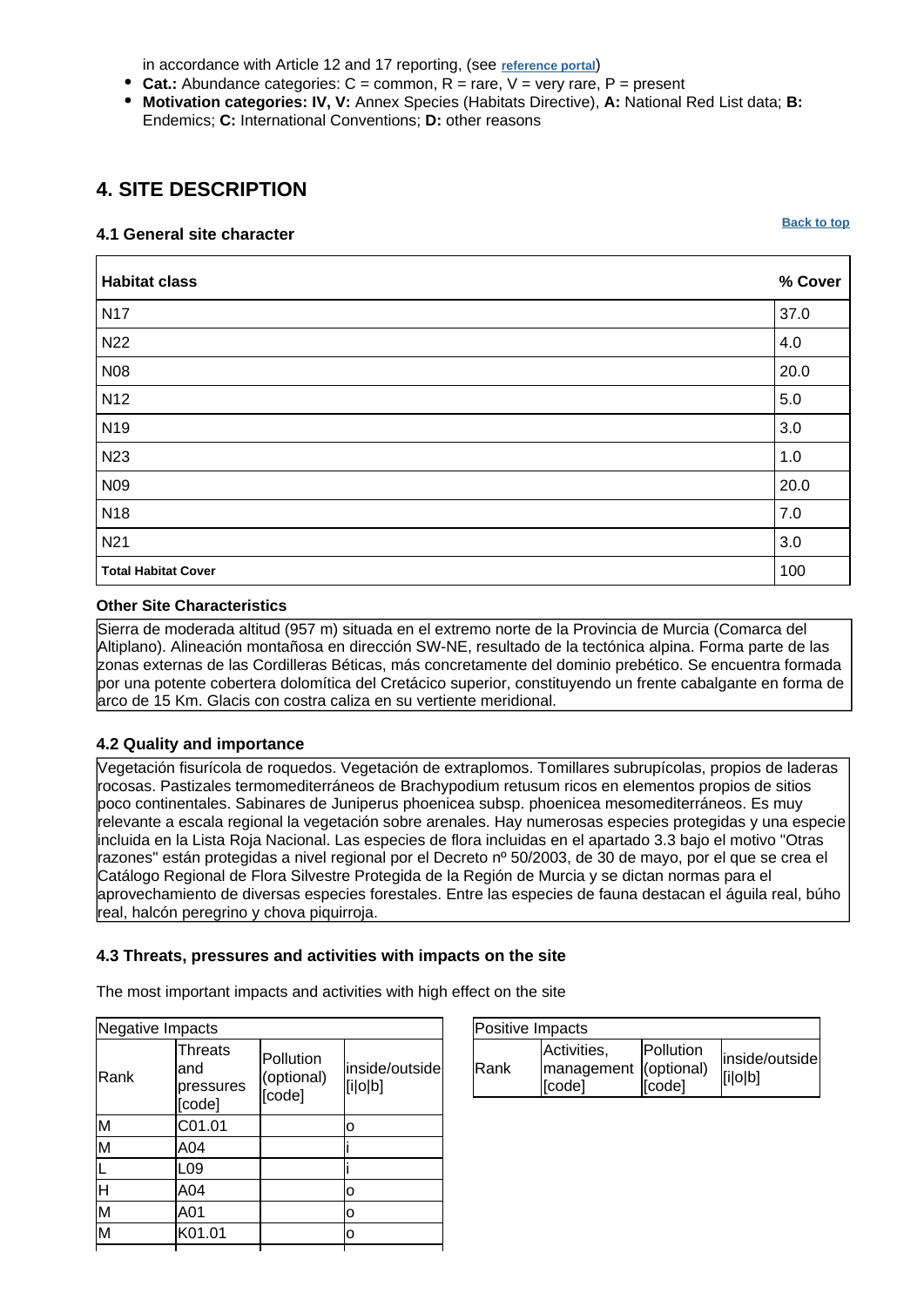in accordance with Article 12 and 17 reporting, (see reference portal)

- **Cat.:** Abundance categories: C = common, R = rare, V = very rare, P = present
- **Motivation categories: IV, V:** Annex Species (Habitats Directive), **A:** National Red List data; **B:** Endemics; **C:** International Conventions; **D:** other reasons

## 4. SITE DESCRIPTION

Back to top

### 4.1 General site character

| Habitat class | % Cover |
|---|---|
| N17 | 37.0 |
| N22 | 4.0 |
| N08 | 20.0 |
| N12 | 5.0 |
| N19 | 3.0 |
| N23 | 1.0 |
| N09 | 20.0 |
| N18 | 7.0 |
| N21 | 3.0 |
| **Total Habitat Cover** | 100 |

**Other Site Characteristics**

Sierra de moderada altitud (957 m) situada en el extremo norte de la Provincia de Murcia (Comarca del Altiplano). Alineación montañosa en dirección SW-NE, resultado de la tectónica alpina. Forma parte de las zonas externas de las Cordilleras Béticas, más concretamente del dominio prebético. Se encuentra formada por una potente cobertera dolomítica del Cretácico superior, constituyendo un frente cabalgante en forma de arco de 15 Km. Glacis con costra caliza en su vertiente meridional.

### 4.2 Quality and importance

Vegetación fisurícola de roquedos. Vegetación de extraplomos. Tomillares subrupícolas, propios de laderas rocosas. Pastizales termomediterráneos de Brachypodium retusum ricos en elementos propios de sitios poco continentales. Sabinares de Juniperus phoenicea subsp. phoenicea mesomediterráneos. Es muy relevante a escala regional la vegetación sobre arenales. Hay numerosas especies protegidas y una especie incluida en la Lista Roja Nacional. Las especies de flora incluidas en el apartado 3.3 bajo el motivo "Otras razones" están protegidas a nivel regional por el Decreto nº 50/2003, de 30 de mayo, por el que se crea el Catálogo Regional de Flora Silvestre Protegida de la Región de Murcia y se dictan normas para el aprovechamiento de diversas especies forestales. Entre las especies de fauna destacan el águila real, búho real, halcón peregrino y chova piquirroja.

### 4.3 Threats, pressures and activities with impacts on the site

The most important impacts and activities with high effect on the site

| Negative Impacts | | | |
|---|---|---|---|
| Rank | Threats and pressures [code] | Pollution (optional) [code] | inside/outside [i\|o\|b] |
| M | C01.01 | | o |
| M | A04 | | i |
| L | L09 | | i |
| H | A04 | | o |
| M | A01 | | o |
| M | K01.01 | | o |

| Positive Impacts | | | |
|---|---|---|---|
| Rank | Activities, management [code] | Pollution (optional) [code] | inside/outside [i\|o\|b] |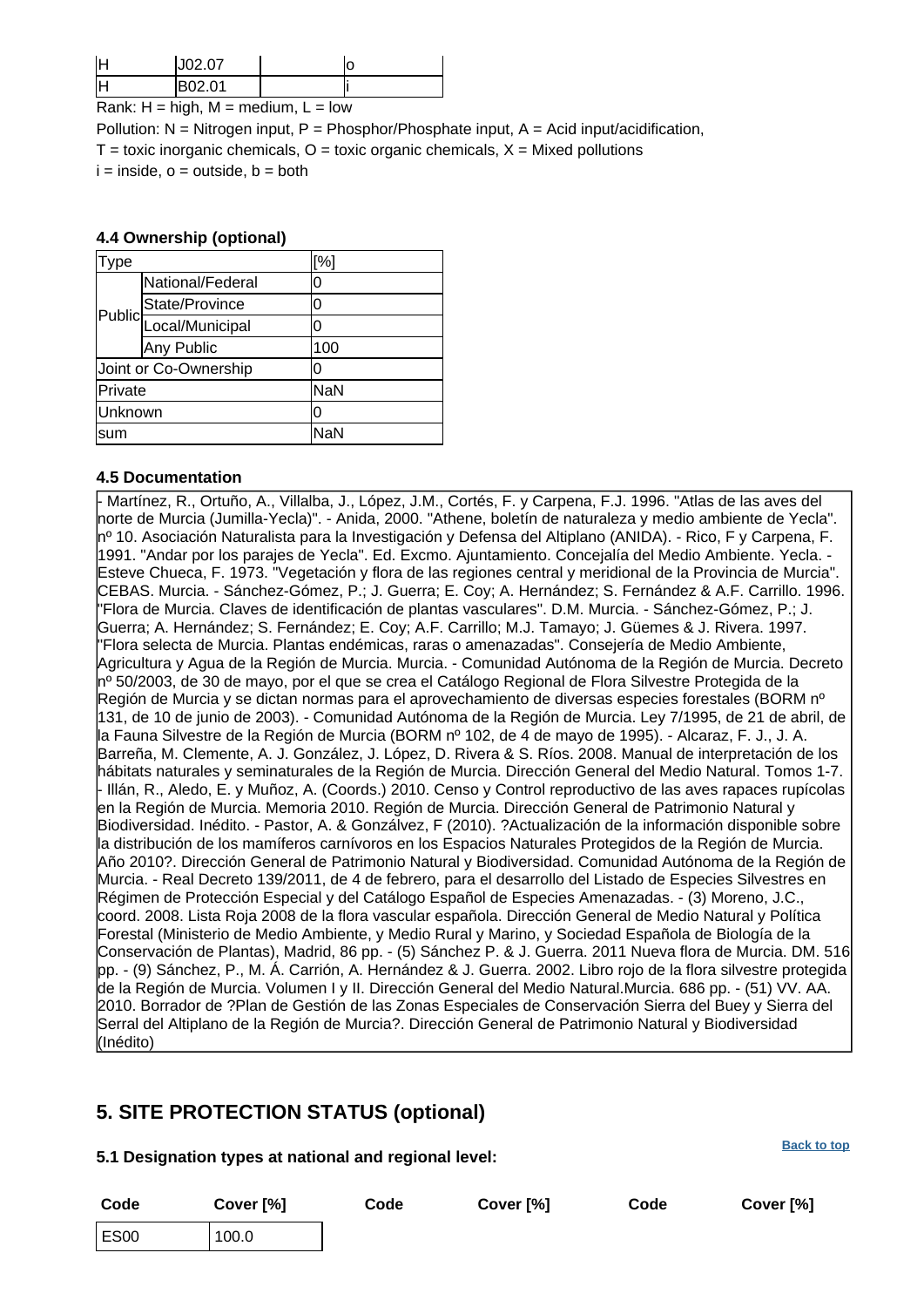| H | J02.07 | | o |
|---|---|---|---|
| H | B02.01 | | i |

Rank: H = high, M = medium, L = low

Pollution: N = Nitrogen input, P = Phosphor/Phosphate input, A = Acid input/acidification,

T = toxic inorganic chemicals, O = toxic organic chemicals, X = Mixed pollutions

i = inside, o = outside, b = both

#### 4.4 Ownership (optional)

| Type | | [%] |
|---|---|---|
| Public | National/Federal | 0 |
| | State/Province | 0 |
| | Local/Municipal | 0 |
| | Any Public | 100 |
| Joint or Co-Ownership | | 0 |
| Private | | NaN |
| Unknown | | 0 |
| sum | | NaN |

#### 4.5 Documentation

- Martínez, R., Ortuño, A., Villalba, J., López, J.M., Cortés, F. y Carpena, F.J. 1996. "Atlas de las aves del norte de Murcia (Jumilla-Yecla)". - Anida, 2000. "Athene, boletín de naturaleza y medio ambiente de Yecla". nº 10. Asociación Naturalista para la Investigación y Defensa del Altiplano (ANIDA). - Rico, F y Carpena, F. 1991. "Andar por los parajes de Yecla". Ed. Excmo. Ajuntamiento. Concejalía del Medio Ambiente. Yecla. - Esteve Chueca, F. 1973. "Vegetación y flora de las regiones central y meridional de la Provincia de Murcia". CEBAS. Murcia. - Sánchez-Gómez, P.; J. Guerra; E. Coy; A. Hernández; S. Fernández & A.F. Carrillo. 1996. "Flora de Murcia. Claves de identificación de plantas vasculares". D.M. Murcia. - Sánchez-Gómez, P.; J. Guerra; A. Hernández; S. Fernández; E. Coy; A.F. Carrillo; M.J. Tamayo; J. Güemes & J. Rivera. 1997. "Flora selecta de Murcia. Plantas endémicas, raras o amenazadas". Consejería de Medio Ambiente, Agricultura y Agua de la Región de Murcia. Murcia. - Comunidad Autónoma de la Región de Murcia. Decreto nº 50/2003, de 30 de mayo, por el que se crea el Catálogo Regional de Flora Silvestre Protegida de la Región de Murcia y se dictan normas para el aprovechamiento de diversas especies forestales (BORM nº 131, de 10 de junio de 2003). - Comunidad Autónoma de la Región de Murcia. Ley 7/1995, de 21 de abril, de la Fauna Silvestre de la Región de Murcia (BORM nº 102, de 4 de mayo de 1995). - Alcaraz, F. J., J. A. Barreña, M. Clemente, A. J. González, J. López, D. Rivera & S. Ríos. 2008. Manual de interpretación de los hábitats naturales y seminaturales de la Región de Murcia. Dirección General del Medio Natural. Tomos 1-7. - Illán, R., Aledo, E. y Muñoz, A. (Coords.) 2010. Censo y Control reproductivo de las aves rapaces rupícolas en la Región de Murcia. Memoria 2010. Región de Murcia. Dirección General de Patrimonio Natural y Biodiversidad. Inédito. - Pastor, A. & Gonzálvez, F (2010). ?Actualización de la información disponible sobre la distribución de los mamíferos carnívoros en los Espacios Naturales Protegidos de la Región de Murcia. Año 2010?. Dirección General de Patrimonio Natural y Biodiversidad. Comunidad Autónoma de la Región de Murcia. - Real Decreto 139/2011, de 4 de febrero, para el desarrollo del Listado de Especies Silvestres en Régimen de Protección Especial y del Catálogo Español de Especies Amenazadas. - (3) Moreno, J.C., coord. 2008. Lista Roja 2008 de la flora vascular española. Dirección General de Medio Natural y Política Forestal (Ministerio de Medio Ambiente, y Medio Rural y Marino, y Sociedad Española de Biología de la Conservación de Plantas), Madrid, 86 pp. - (5) Sánchez P. & J. Guerra. 2011 Nueva flora de Murcia. DM. 516 pp. - (9) Sánchez, P., M. Á. Carrión, A. Hernández & J. Guerra. 2002. Libro rojo de la flora silvestre protegida de la Región de Murcia. Volumen I y II. Dirección General del Medio Natural.Murcia. 686 pp. - (51) VV. AA. 2010. Borrador de ?Plan de Gestión de las Zonas Especiales de Conservación Sierra del Buey y Sierra del Serral del Altiplano de la Región de Murcia?. Dirección General de Patrimonio Natural y Biodiversidad (Inédito)

## 5. SITE PROTECTION STATUS (optional)

#### 5.1 Designation types at national and regional level:

Back to top

| Code | Cover [%] | Code | Cover [%] | Code | Cover [%] |
|---|---|---|---|---|---|
| ES00 | 100.0 | | | | |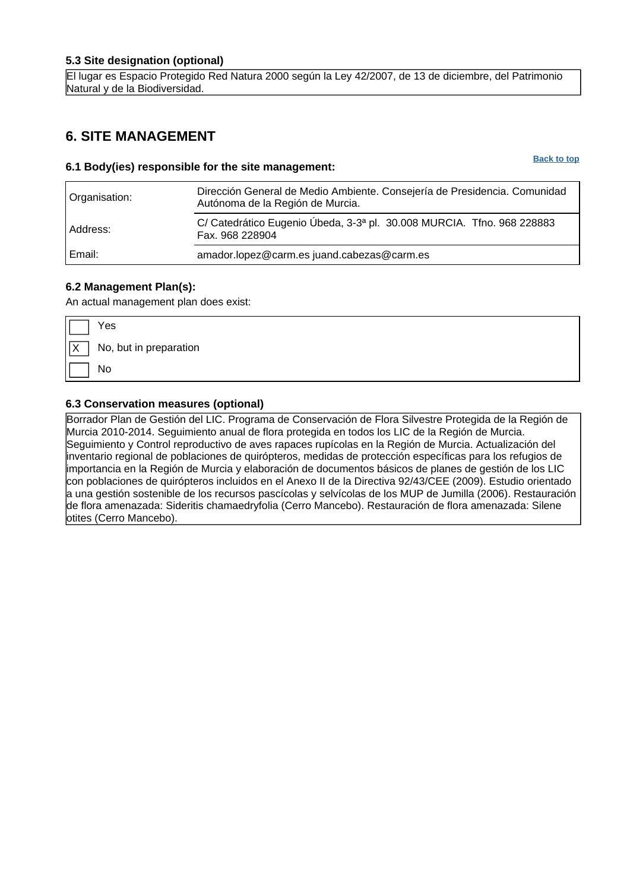### 5.3 Site designation (optional)

El lugar es Espacio Protegido Red Natura 2000 según la Ley 42/2007, de 13 de diciembre, del Patrimonio Natural y de la Biodiversidad.

## 6. SITE MANAGEMENT

Back to top

### 6.1 Body(ies) responsible for the site management:

| | |
|---|---|
| Organisation: | Dirección General de Medio Ambiente. Consejería de Presidencia. Comunidad Autónoma de la Región de Murcia. |
| Address: | C/ Catedrático Eugenio Úbeda, 3-3ª pl. 30.008 MURCIA. Tfno. 968 228883 Fax. 968 228904 |
| Email: | amador.lopez@carm.es juand.cabezas@carm.es |

### 6.2 Management Plan(s):

An actual management plan does exist:

| | |
|---|---|
| | Yes |
| X | No, but in preparation |
| | No |

### 6.3 Conservation measures (optional)

Borrador Plan de Gestión del LIC. Programa de Conservación de Flora Silvestre Protegida de la Región de Murcia 2010-2014. Seguimiento anual de flora protegida en todos los LIC de la Región de Murcia. Seguimiento y Control reproductivo de aves rapaces rupícolas en la Región de Murcia. Actualización del inventario regional de poblaciones de quirópteros, medidas de protección específicas para los refugios de importancia en la Región de Murcia y elaboración de documentos básicos de planes de gestión de los LIC con poblaciones de quirópteros incluidos en el Anexo II de la Directiva 92/43/CEE (2009). Estudio orientado a una gestión sostenible de los recursos pascícolas y selvícolas de los MUP de Jumilla (2006). Restauración de flora amenazada: Sideritis chamaedryfolia (Cerro Mancebo). Restauración de flora amenazada: Silene otites (Cerro Mancebo).